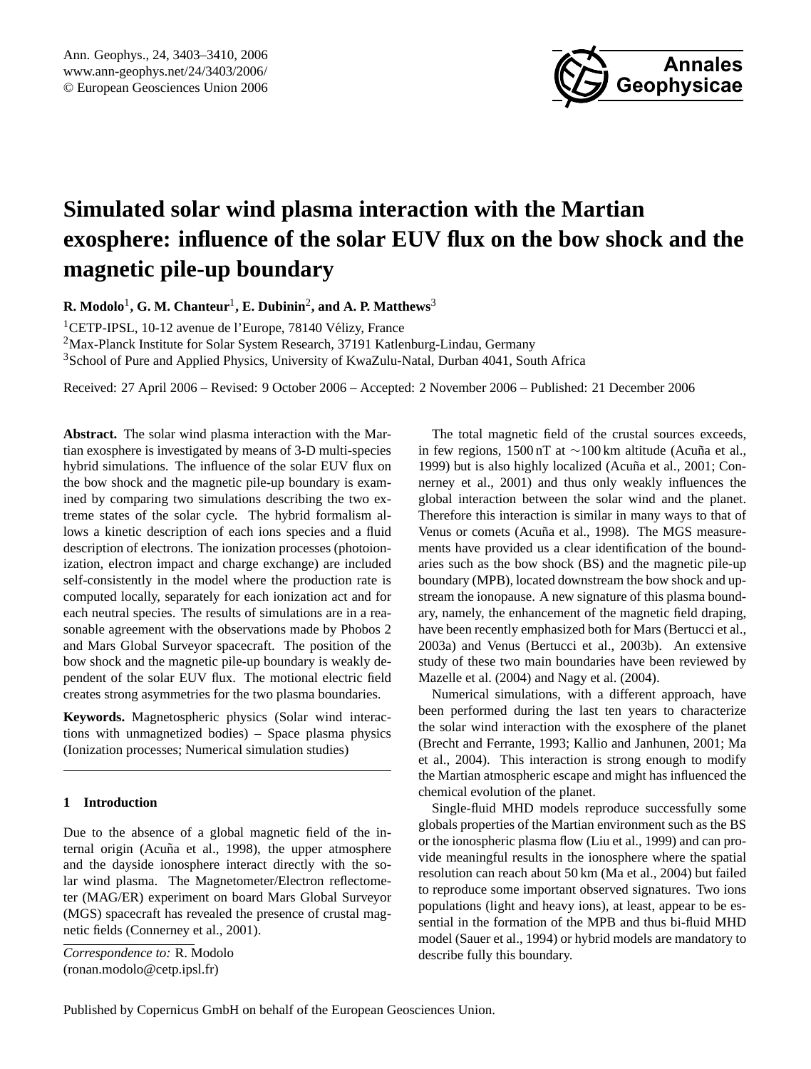# Simulated solar wind plasma interaction with the Martian exosphere: influence of the solar EUV flux on the bow shock and the magnetic pile-up boundary

**R. Modolo[1], G. M. Chanteur[1], E. Dubinin[2], and A. P. Matthews[3]**

[1]CETP-IPSL, 10-12 avenue de l'Europe, 78140 Vélizy, France
[2]Max-Planck Institute for Solar System Research, 37191 Katlenburg-Lindau, Germany
[3]School of Pure and Applied Physics, University of KwaZulu-Natal, Durban 4041, South Africa

Received: 27 April 2006 – Revised: 9 October 2006 – Accepted: 2 November 2006 – Published: 21 December 2006

**Abstract.** The solar wind plasma interaction with the Martian exosphere is investigated by means of 3-D multi-species hybrid simulations. The influence of the solar EUV flux on the bow shock and the magnetic pile-up boundary is examined by comparing two simulations describing the two extreme states of the solar cycle. The hybrid formalism allows a kinetic description of each ions species and a fluid description of electrons. The ionization processes (photoionization, electron impact and charge exchange) are included self-consistently in the model where the production rate is computed locally, separately for each ionization act and for each neutral species. The results of simulations are in a reasonable agreement with the observations made by Phobos 2 and Mars Global Surveyor spacecraft. The position of the bow shock and the magnetic pile-up boundary is weakly dependent of the solar EUV flux. The motional electric field creates strong asymmetries for the two plasma boundaries.

**Keywords.** Magnetospheric physics (Solar wind interactions with unmagnetized bodies) – Space plasma physics (Ionization processes; Numerical simulation studies)

## 1 Introduction

Due to the absence of a global magnetic field of the internal origin (Acuña et al., 1998), the upper atmosphere and the dayside ionosphere interact directly with the solar wind plasma. The Magnetometer/Electron reflectometer (MAG/ER) experiment on board Mars Global Surveyor (MGS) spacecraft has revealed the presence of crustal magnetic fields (Connerney et al., 2001).

The total magnetic field of the crustal sources exceeds, in few regions, 1500 nT at ∼100 km altitude (Acuña et al., 1999) but is also highly localized (Acuña et al., 2001; Connerney et al., 2001) and thus only weakly influences the global interaction between the solar wind and the planet. Therefore this interaction is similar in many ways to that of Venus or comets (Acuña et al., 1998). The MGS measurements have provided us a clear identification of the boundaries such as the bow shock (BS) and the magnetic pile-up boundary (MPB), located downstream the bow shock and upstream the ionopause. A new signature of this plasma boundary, namely, the enhancement of the magnetic field draping, have been recently emphasized both for Mars (Bertucci et al., 2003a) and Venus (Bertucci et al., 2003b). An extensive study of these two main boundaries have been reviewed by Mazelle et al. (2004) and Nagy et al. (2004).

Numerical simulations, with a different approach, have been performed during the last ten years to characterize the solar wind interaction with the exosphere of the planet (Brecht and Ferrante, 1993; Kallio and Janhunen, 2001; Ma et al., 2004). This interaction is strong enough to modify the Martian atmospheric escape and might has influenced the chemical evolution of the planet.

Single-fluid MHD models reproduce successfully some globals properties of the Martian environment such as the BS or the ionospheric plasma flow (Liu et al., 1999) and can provide meaningful results in the ionosphere where the spatial resolution can reach about 50 km (Ma et al., 2004) but failed to reproduce some important observed signatures. Two ions populations (light and heavy ions), at least, appear to be essential in the formation of the MPB and thus bi-fluid MHD model (Sauer et al., 1994) or hybrid models are mandatory to describe fully this boundary.

*Correspondence to:* R. Modolo
(ronan.modolo@cetp.ipsl.fr)

Published by Copernicus GmbH on behalf of the European Geosciences Union.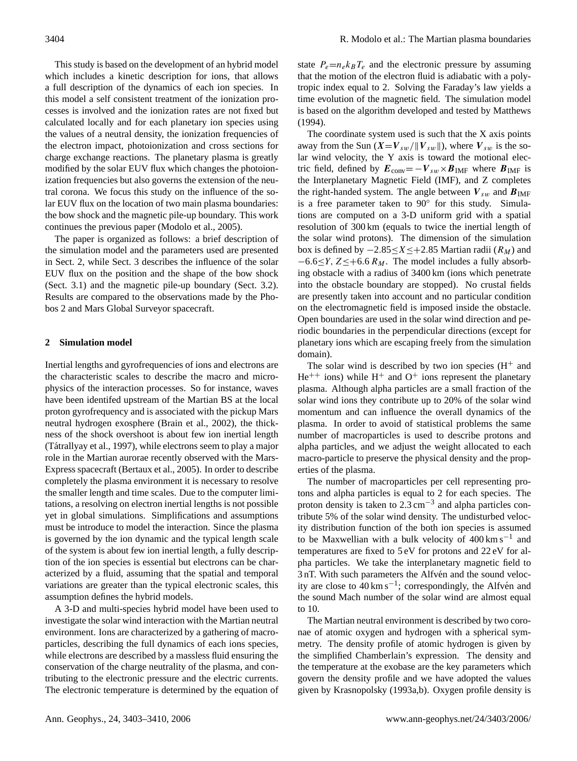This study is based on the development of an hybrid model which includes a kinetic description for ions, that allows a full description of the dynamics of each ion species. In this model a self consistent treatment of the ionization processes is involved and the ionization rates are not fixed but calculated locally and for each planetary ion species using the values of a neutral density, the ionization frequencies of the electron impact, photoionization and cross sections for charge exchange reactions. The planetary plasma is greatly modified by the solar EUV flux which changes the photoionization frequencies but also governs the extension of the neutral corona. We focus this study on the influence of the solar EUV flux on the location of two main plasma boundaries: the bow shock and the magnetic pile-up boundary. This work continues the previous paper (Modolo et al., 2005).

The paper is organized as follows: a brief description of the simulation model and the parameters used are presented in Sect. 2, while Sect. 3 describes the influence of the solar EUV flux on the position and the shape of the bow shock (Sect. 3.1) and the magnetic pile-up boundary (Sect. 3.2). Results are compared to the observations made by the Phobos 2 and Mars Global Surveyor spacecraft.

## 2 Simulation model

Inertial lengths and gyrofrequencies of ions and electrons are the characteristic scales to describe the macro and microphysics of the interaction processes. So for instance, waves have been identifed upstream of the Martian BS at the local proton gyrofrequency and is associated with the pickup Mars neutral hydrogen exosphere (Brain et al., 2002), the thickness of the shock overshoot is about few ion inertial length (Tátrallyay et al., 1997), while electrons seem to play a major role in the Martian aurorae recently observed with the Mars-Express spacecraft (Bertaux et al., 2005). In order to describe completely the plasma environment it is necessary to resolve the smaller length and time scales. Due to the computer limitations, a resolving on electron inertial lengths is not possible yet in global simulations. Simplifications and assumptions must be introduce to model the interaction. Since the plasma is governed by the ion dynamic and the typical length scale of the system is about few ion inertial length, a fully description of the ion species is essential but electrons can be characterized by a fluid, assuming that the spatial and temporal variations are greater than the typical electronic scales, this assumption defines the hybrid models.

A 3-D and multi-species hybrid model have been used to investigate the solar wind interaction with the Martian neutral environment. Ions are characterized by a gathering of macroparticles, describing the full dynamics of each ions species, while electrons are described by a massless fluid ensuring the conservation of the charge neutrality of the plasma, and contributing to the electronic pressure and the electric currents. The electronic temperature is determined by the equation of state $P_e = n_e k_B T_e$ and the electronic pressure by assuming that the motion of the electron fluid is adiabatic with a polytropic index equal to 2. Solving the Faraday's law yields a time evolution of the magnetic field. The simulation model is based on the algorithm developed and tested by Matthews (1994).

The coordinate system used is such that the X axis points away from the Sun ($\boldsymbol{X} = \boldsymbol{V}_{sw}/\|\boldsymbol{V}_{sw}\|$), where $\boldsymbol{V}_{sw}$ is the solar wind velocity, the Y axis is toward the motional electric field, defined by $\boldsymbol{E}_{\text{conv}} = -\boldsymbol{V}_{sw} \times \boldsymbol{B}_{\text{IMF}}$ where $\boldsymbol{B}_{\text{IMF}}$ is the Interplanetary Magnetic Field (IMF), and Z completes the right-handed system. The angle between $\boldsymbol{V}_{sw}$ and $\boldsymbol{B}_{\text{IMF}}$ is a free parameter taken to 90° for this study. Simulations are computed on a 3-D uniform grid with a spatial resolution of 300 km (equals to twice the inertial length of the solar wind protons). The dimension of the simulation box is defined by $-2.85 \leq X \leq +2.85$ Martian radii ($R_M$) and $-6.6 \leq Y, Z \leq +6.6\, R_M$. The model includes a fully absorbing obstacle with a radius of 3400 km (ions which penetrate into the obstacle boundary are stopped). No crustal fields are presently taken into account and no particular condition on the electromagnetic field is imposed inside the obstacle. Open boundaries are used in the solar wind direction and periodic boundaries in the perpendicular directions (except for planetary ions which are escaping freely from the simulation domain).

The solar wind is described by two ion species ($H^+$ and $He^{++}$ ions) while $H^+$ and $O^+$ ions represent the planetary plasma. Although alpha particles are a small fraction of the solar wind ions they contribute up to 20% of the solar wind momentum and can influence the overall dynamics of the plasma. In order to avoid of statistical problems the same number of macroparticles is used to describe protons and alpha particles, and we adjust the weight allocated to each macro-particle to preserve the physical density and the properties of the plasma.

The number of macroparticles per cell representing protons and alpha particles is equal to 2 for each species. The proton density is taken to $2.3\,\text{cm}^{-3}$ and alpha particles contribute 5% of the solar wind density. The undisturbed velocity distribution function of the both ion species is assumed to be Maxwellian with a bulk velocity of $400\,\text{km}\,\text{s}^{-1}$ and temperatures are fixed to 5 eV for protons and 22 eV for alpha particles. We take the interplanetary magnetic field to 3 nT. With such parameters the Alfvén and the sound velocity are close to $40\,\text{km}\,\text{s}^{-1}$; correspondingly, the Alfvén and the sound Mach number of the solar wind are almost equal to 10.

The Martian neutral environment is described by two coronae of atomic oxygen and hydrogen with a spherical symmetry. The density profile of atomic hydrogen is given by the simplified Chamberlain's expression. The density and the temperature at the exobase are the key parameters which govern the density profile and we have adopted the values given by Krasnopolsky (1993a,b). Oxygen profile density is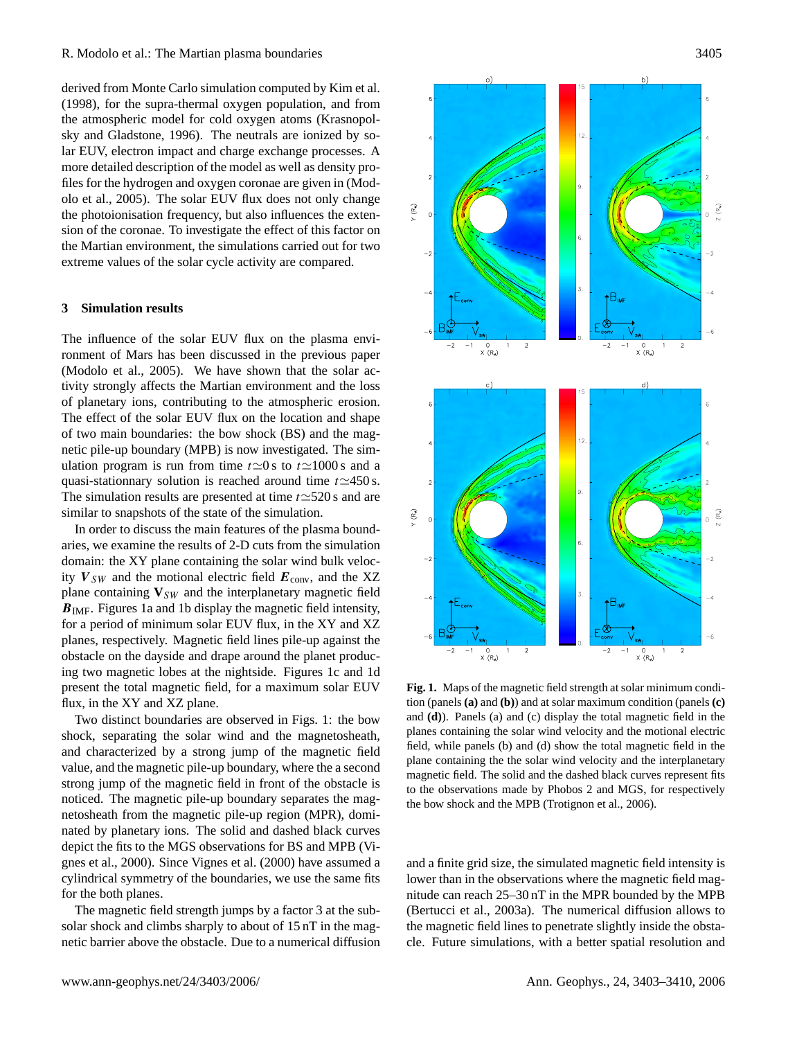derived from Monte Carlo simulation computed by Kim et al. (1998), for the supra-thermal oxygen population, and from the atmospheric model for cold oxygen atoms (Krasnopolsky and Gladstone, 1996). The neutrals are ionized by solar EUV, electron impact and charge exchange processes. A more detailed description of the model as well as density profiles for the hydrogen and oxygen coronae are given in (Modolo et al., 2005). The solar EUV flux does not only change the photoionisation frequency, but also influences the extension of the coronae. To investigate the effect of this factor on the Martian environment, the simulations carried out for two extreme values of the solar cycle activity are compared.

## 3 Simulation results

The influence of the solar EUV flux on the plasma environment of Mars has been discussed in the previous paper (Modolo et al., 2005). We have shown that the solar activity strongly affects the Martian environment and the loss of planetary ions, contributing to the atmospheric erosion. The effect of the solar EUV flux on the location and shape of two main boundaries: the bow shock (BS) and the magnetic pile-up boundary (MPB) is now investigated. The simulation program is run from time $t \simeq 0$ s to $t \simeq 1000$ s and a quasi-stationnary solution is reached around time $t \simeq 450$ s. The simulation results are presented at time $t \simeq 520$ s and are similar to snapshots of the state of the simulation.

In order to discuss the main features of the plasma boundaries, we examine the results of 2-D cuts from the simulation domain: the XY plane containing the solar wind bulk velocity $\boldsymbol{V}_{SW}$ and the motional electric field $\boldsymbol{E}_{\text{conv}}$, and the XZ plane containing $\mathbf{V}_{SW}$ and the interplanetary magnetic field $\boldsymbol{B}_{\text{IMF}}$. Figures 1a and 1b display the magnetic field intensity, for a period of minimum solar EUV flux, in the XY and XZ planes, respectively. Magnetic field lines pile-up against the obstacle on the dayside and drape around the planet producing two magnetic lobes at the nightside. Figures 1c and 1d present the total magnetic field, for a maximum solar EUV flux, in the XY and XZ plane.

Two distinct boundaries are observed in Figs. 1: the bow shock, separating the solar wind and the magnetosheath, and characterized by a strong jump of the magnetic field value, and the magnetic pile-up boundary, where the a second strong jump of the magnetic field in front of the obstacle is noticed. The magnetic pile-up boundary separates the magnetosheath from the magnetic pile-up region (MPR), dominated by planetary ions. The solid and dashed black curves depict the fits to the MGS observations for BS and MPB (Vignes et al., 2000). Since Vignes et al. (2000) have assumed a cylindrical symmetry of the boundaries, we use the same fits for the both planes.

The magnetic field strength jumps by a factor 3 at the subsolar shock and climbs sharply to about of 15 nT in the magnetic barrier above the obstacle. Due to a numerical diffusion and a finite grid size, the simulated magnetic field intensity is lower than in the observations where the magnetic field magnitude can reach 25–30 nT in the MPR bounded by the MPB (Bertucci et al., 2003a). The numerical diffusion allows to the magnetic field lines to penetrate slightly inside the obstacle. Future simulations, with a better spatial resolution and

**Fig. 1.** Maps of the magnetic field strength at solar minimum condition (panels **(a)** and **(b)**) and at solar maximum condition (panels **(c)** and **(d)**). Panels (a) and (c) display the total magnetic field in the planes containing the solar wind velocity and the motional electric field, while panels (b) and (d) show the total magnetic field in the plane containing the the solar wind velocity and the interplanetary magnetic field. The solid and the dashed black curves represent fits to the observations made by Phobos 2 and MGS, for respectively the bow shock and the MPB (Trotignon et al., 2006).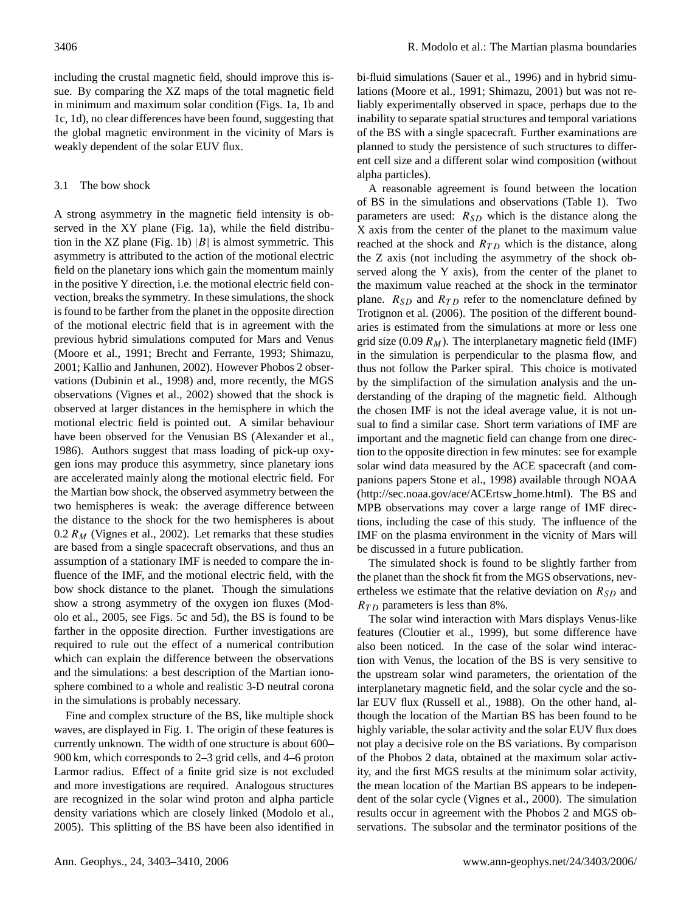including the crustal magnetic field, should improve this issue. By comparing the XZ maps of the total magnetic field in minimum and maximum solar condition (Figs. 1a, 1b and 1c, 1d), no clear differences have been found, suggesting that the global magnetic environment in the vicinity of Mars is weakly dependent of the solar EUV flux.

### 3.1 The bow shock

A strong asymmetry in the magnetic field intensity is observed in the XY plane (Fig. 1a), while the field distribution in the XZ plane (Fig. 1b) $|B|$ is almost symmetric. This asymmetry is attributed to the action of the motional electric field on the planetary ions which gain the momentum mainly in the positive Y direction, i.e. the motional electric field convection, breaks the symmetry. In these simulations, the shock is found to be farther from the planet in the opposite direction of the motional electric field that is in agreement with the previous hybrid simulations computed for Mars and Venus (Moore et al., 1991; Brecht and Ferrante, 1993; Shimazu, 2001; Kallio and Janhunen, 2002). However Phobos 2 observations (Dubinin et al., 1998) and, more recently, the MGS observations (Vignes et al., 2002) showed that the shock is observed at larger distances in the hemisphere in which the motional electric field is pointed out. A similar behaviour have been observed for the Venusian BS (Alexander et al., 1986). Authors suggest that mass loading of pick-up oxygen ions may produce this asymmetry, since planetary ions are accelerated mainly along the motional electric field. For the Martian bow shock, the observed asymmetry between the two hemispheres is weak: the average difference between the distance to the shock for the two hemispheres is about 0.2 $R_M$ (Vignes et al., 2002). Let remarks that these studies are based from a single spacecraft observations, and thus an assumption of a stationary IMF is needed to compare the influence of the IMF, and the motional electric field, with the bow shock distance to the planet. Though the simulations show a strong asymmetry of the oxygen ion fluxes (Modolo et al., 2005, see Figs. 5c and 5d), the BS is found to be farther in the opposite direction. Further investigations are required to rule out the effect of a numerical contribution which can explain the difference between the observations and the simulations: a best description of the Martian ionosphere combined to a whole and realistic 3-D neutral corona in the simulations is probably necessary.

Fine and complex structure of the BS, like multiple shock waves, are displayed in Fig. 1. The origin of these features is currently unknown. The width of one structure is about 600–900 km, which corresponds to 2–3 grid cells, and 4–6 proton Larmor radius. Effect of a finite grid size is not excluded and more investigations are required. Analogous structures are recognized in the solar wind proton and alpha particle density variations which are closely linked (Modolo et al., 2005). This splitting of the BS have been also identified in bi-fluid simulations (Sauer et al., 1996) and in hybrid simulations (Moore et al., 1991; Shimazu, 2001) but was not reliably experimentally observed in space, perhaps due to the inability to separate spatial structures and temporal variations of the BS with a single spacecraft. Further examinations are planned to study the persistence of such structures to different cell size and a different solar wind composition (without alpha particles).

A reasonable agreement is found between the location of BS in the simulations and observations (Table 1). Two parameters are used: $R_{SD}$ which is the distance along the X axis from the center of the planet to the maximum value reached at the shock and $R_{TD}$ which is the distance, along the Z axis (not including the asymmetry of the shock observed along the Y axis), from the center of the planet to the maximum value reached at the shock in the terminator plane. $R_{SD}$ and $R_{TD}$ refer to the nomenclature defined by Trotignon et al. (2006). The position of the different boundaries is estimated from the simulations at more or less one grid size (0.09 $R_M$). The interplanetary magnetic field (IMF) in the simulation is perpendicular to the plasma flow, and thus not follow the Parker spiral. This choice is motivated by the simplifaction of the simulation analysis and the understanding of the draping of the magnetic field. Although the chosen IMF is not the ideal average value, it is not unsual to find a similar case. Short term variations of IMF are important and the magnetic field can change from one direction to the opposite direction in few minutes: see for example solar wind data measured by the ACE spacecraft (and companions papers Stone et al., 1998) available through NOAA (http://sec.noaa.gov/ace/ACErtsw_home.html). The BS and MPB observations may cover a large range of IMF directions, including the case of this study. The influence of the IMF on the plasma environment in the vicnity of Mars will be discussed in a future publication.

The simulated shock is found to be slightly farther from the planet than the shock fit from the MGS observations, nevertheless we estimate that the relative deviation on $R_{SD}$ and $R_{TD}$ parameters is less than 8%.

The solar wind interaction with Mars displays Venus-like features (Cloutier et al., 1999), but some difference have also been noticed. In the case of the solar wind interaction with Venus, the location of the BS is very sensitive to the upstream solar wind parameters, the orientation of the interplanetary magnetic field, and the solar cycle and the solar EUV flux (Russell et al., 1988). On the other hand, although the location of the Martian BS has been found to be highly variable, the solar activity and the solar EUV flux does not play a decisive role on the BS variations. By comparison of the Phobos 2 data, obtained at the maximum solar activity, and the first MGS results at the minimum solar activity, the mean location of the Martian BS appears to be independent of the solar cycle (Vignes et al., 2000). The simulation results occur in agreement with the Phobos 2 and MGS observations. The subsolar and the terminator positions of the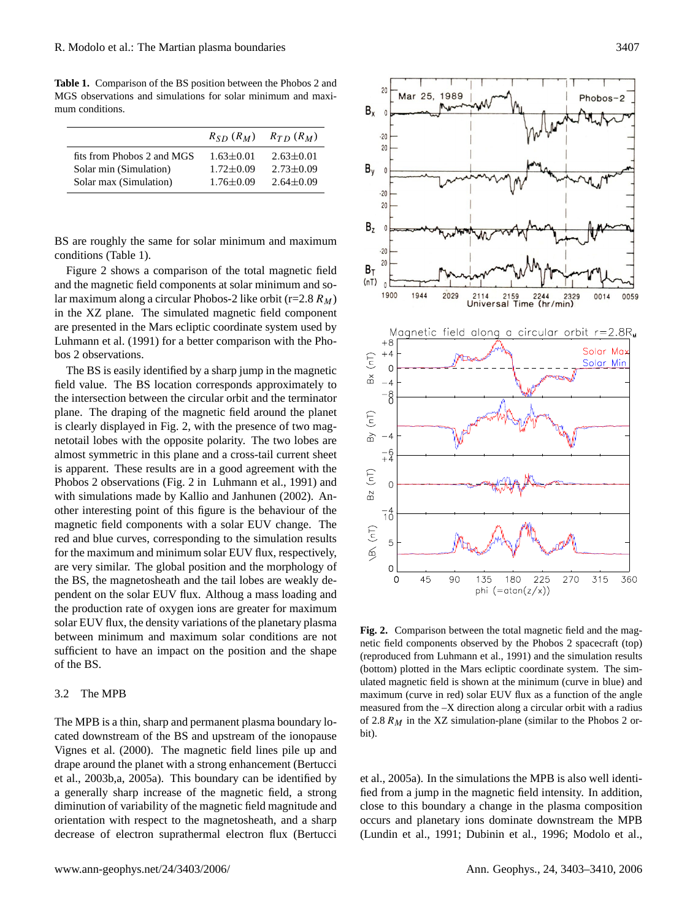**Table 1.** Comparison of the BS position between the Phobos 2 and MGS observations and simulations for solar minimum and maximum conditions.

| | $R_{SD}$ ($R_M$) | $R_{TD}$ ($R_M$) |
|---|---|---|
| fits from Phobos 2 and MGS | 1.63±0.01 | 2.63±0.01 |
| Solar min (Simulation) | 1.72±0.09 | 2.73±0.09 |
| Solar max (Simulation) | 1.76±0.09 | 2.64±0.09 |

BS are roughly the same for solar minimum and maximum conditions (Table 1).

Figure 2 shows a comparison of the total magnetic field and the magnetic field components at solar minimum and solar maximum along a circular Phobos-2 like orbit (r=2.8 $R_M$) in the XZ plane. The simulated magnetic field component are presented in the Mars ecliptic coordinate system used by Luhmann et al. (1991) for a better comparison with the Phobos 2 observations.

The BS is easily identified by a sharp jump in the magnetic field value. The BS location corresponds approximately to the intersection between the circular orbit and the terminator plane. The draping of the magnetic field around the planet is clearly displayed in Fig. 2, with the presence of two magnetotail lobes with the opposite polarity. The two lobes are almost symmetric in this plane and a cross-tail current sheet is apparent. These results are in a good agreement with the Phobos 2 observations (Fig. 2 in Luhmann et al., 1991) and with simulations made by Kallio and Janhunen (2002). Another interesting point of this figure is the behaviour of the magnetic field components with a solar EUV change. The red and blue curves, corresponding to the simulation results for the maximum and minimum solar EUV flux, respectively, are very similar. The global position and the morphology of the BS, the magnetosheath and the tail lobes are weakly dependent on the solar EUV flux. Althoug a mass loading and the production rate of oxygen ions are greater for maximum solar EUV flux, the density variations of the planetary plasma between minimum and maximum solar conditions are not sufficient to have an impact on the position and the shape of the BS.

## 3.2 The MPB

The MPB is a thin, sharp and permanent plasma boundary located downstream of the BS and upstream of the ionopause Vignes et al. (2000). The magnetic field lines pile up and drape around the planet with a strong enhancement (Bertucci et al., 2003b,a, 2005a). This boundary can be identified by a generally sharp increase of the magnetic field, a strong diminution of variability of the magnetic field magnitude and orientation with respect to the magnetosheath, and a sharp decrease of electron suprathermal electron flux (Bertucci et al., 2005a). In the simulations the MPB is also well identified from a jump in the magnetic field intensity. In addition, close to this boundary a change in the plasma composition occurs and planetary ions dominate downstream the MPB (Lundin et al., 1991; Dubinin et al., 1996; Modolo et al.,

**Fig. 2.** Comparison between the total magnetic field and the magnetic field components observed by the Phobos 2 spacecraft (top) (reproduced from Luhmann et al., 1991) and the simulation results (bottom) plotted in the Mars ecliptic coordinate system. The simulated magnetic field is shown at the minimum (curve in blue) and maximum (curve in red) solar EUV flux as a function of the angle measured from the –X direction along a circular orbit with a radius of 2.8 $R_M$ in the XZ simulation-plane (similar to the Phobos 2 orbit).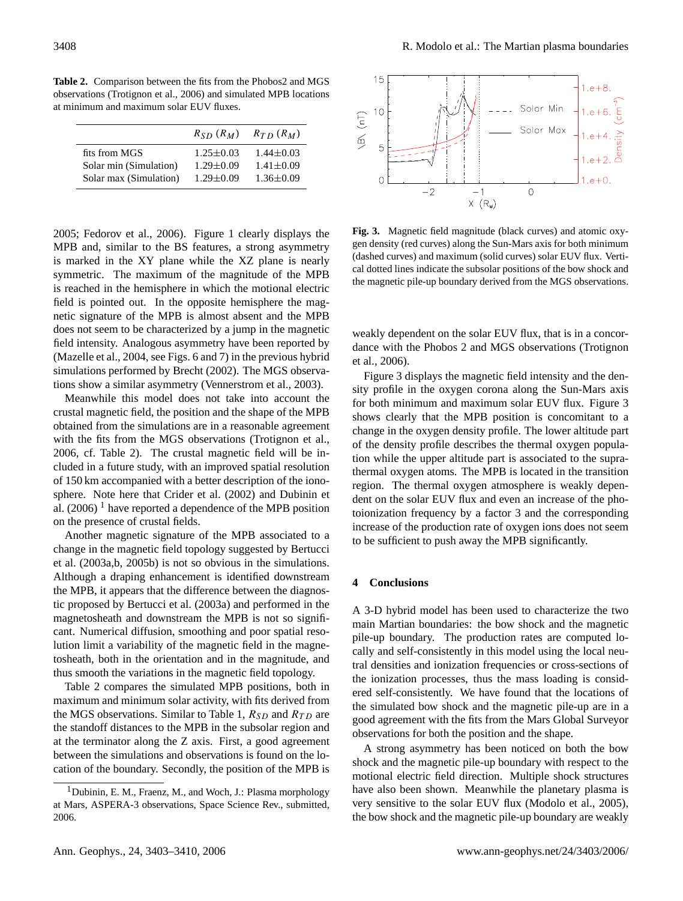**Table 2.** Comparison between the fits from the Phobos2 and MGS observations (Trotignon et al., 2006) and simulated MPB locations at minimum and maximum solar EUV fluxes.

| | $R_{SD}$ ($R_M$) | $R_{TD}$ ($R_M$) |
|---|---|---|
| fits from MGS | 1.25±0.03 | 1.44±0.03 |
| Solar min (Simulation) | 1.29±0.09 | 1.41±0.09 |
| Solar max (Simulation) | 1.29±0.09 | 1.36±0.09 |

2005; Fedorov et al., 2006). Figure 1 clearly displays the MPB and, similar to the BS features, a strong asymmetry is marked in the XY plane while the XZ plane is nearly symmetric. The maximum of the magnitude of the MPB is reached in the hemisphere in which the motional electric field is pointed out. In the opposite hemisphere the magnetic signature of the MPB is almost absent and the MPB does not seem to be characterized by a jump in the magnetic field intensity. Analogous asymmetry have been reported by (Mazelle et al., 2004, see Figs. 6 and 7) in the previous hybrid simulations performed by Brecht (2002). The MGS observations show a similar asymmetry (Vennerstrom et al., 2003).

Meanwhile this model does not take into account the crustal magnetic field, the position and the shape of the MPB obtained from the simulations are in a reasonable agreement with the fits from the MGS observations (Trotignon et al., 2006, cf. Table 2). The crustal magnetic field will be included in a future study, with an improved spatial resolution of 150 km accompanied with a better description of the ionosphere. Note here that Crider et al. (2002) and Dubinin et al. (2006) [1] have reported a dependence of the MPB position on the presence of crustal fields.

Another magnetic signature of the MPB associated to a change in the magnetic field topology suggested by Bertucci et al. (2003a,b, 2005b) is not so obvious in the simulations. Although a draping enhancement is identified downstream the MPB, it appears that the difference between the diagnostic proposed by Bertucci et al. (2003a) and performed in the magnetosheath and downstream the MPB is not so significant. Numerical diffusion, smoothing and poor spatial resolution limit a variability of the magnetic field in the magnetosheath, both in the orientation and in the magnitude, and thus smooth the variations in the magnetic field topology.

Table 2 compares the simulated MPB positions, both in maximum and minimum solar activity, with fits derived from the MGS observations. Similar to Table 1, $R_{SD}$ and $R_{TD}$ are the standoff distances to the MPB in the subsolar region and at the terminator along the Z axis. First, a good agreement between the simulations and observations is found on the location of the boundary. Secondly, the position of the MPB is weakly dependent on the solar EUV flux, that is in a concordance with the Phobos 2 and MGS observations (Trotignon et al., 2006).

[1] Dubinin, E. M., Fraenz, M., and Woch, J.: Plasma morphology at Mars, ASPERA-3 observations, Space Science Rev., submitted, 2006.

**Fig. 3.** Magnetic field magnitude (black curves) and atomic oxygen density (red curves) along the Sun-Mars axis for both minimum (dashed curves) and maximum (solid curves) solar EUV flux. Vertical dotted lines indicate the subsolar positions of the bow shock and the magnetic pile-up boundary derived from the MGS observations.

Figure 3 displays the magnetic field intensity and the density profile in the oxygen corona along the Sun-Mars axis for both minimum and maximum solar EUV flux. Figure 3 shows clearly that the MPB position is concomitant to a change in the oxygen density profile. The lower altitude part of the density profile describes the thermal oxygen population while the upper altitude part is associated to the suprathermal oxygen atoms. The MPB is located in the transition region. The thermal oxygen atmosphere is weakly dependent on the solar EUV flux and even an increase of the photoionization frequency by a factor 3 and the corresponding increase of the production rate of oxygen ions does not seem to be sufficient to push away the MPB significantly.

## 4 Conclusions

A 3-D hybrid model has been used to characterize the two main Martian boundaries: the bow shock and the magnetic pile-up boundary. The production rates are computed locally and self-consistently in this model using the local neutral densities and ionization frequencies or cross-sections of the ionization processes, thus the mass loading is considered self-consistently. We have found that the locations of the simulated bow shock and the magnetic pile-up are in a good agreement with the fits from the Mars Global Surveyor observations for both the position and the shape.

A strong asymmetry has been noticed on both the bow shock and the magnetic pile-up boundary with respect to the motional electric field direction. Multiple shock structures have also been shown. Meanwhile the planetary plasma is very sensitive to the solar EUV flux (Modolo et al., 2005), the bow shock and the magnetic pile-up boundary are weakly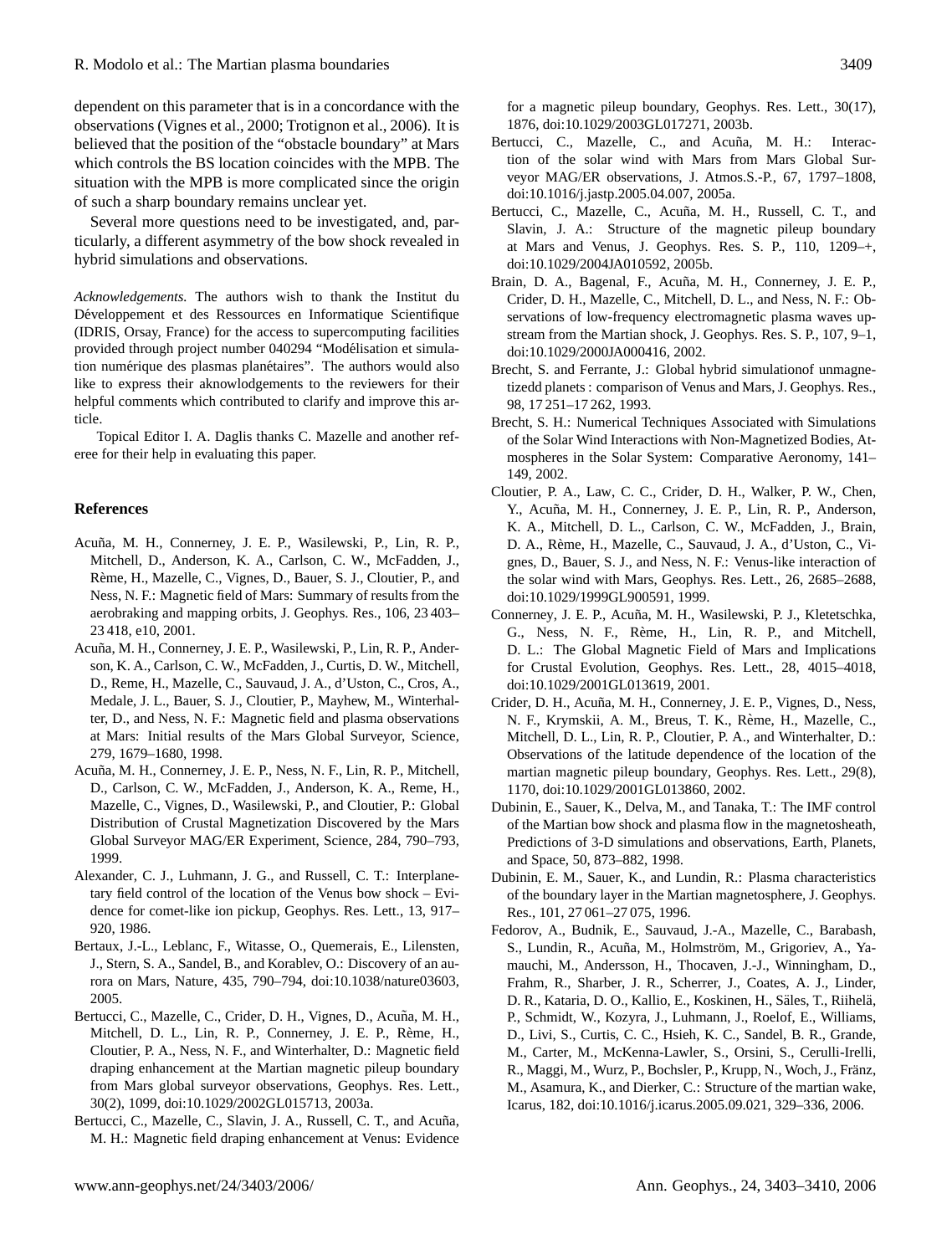dependent on this parameter that is in a concordance with the observations (Vignes et al., 2000; Trotignon et al., 2006). It is believed that the position of the "obstacle boundary" at Mars which controls the BS location coincides with the MPB. The situation with the MPB is more complicated since the origin of such a sharp boundary remains unclear yet.

Several more questions need to be investigated, and, particularly, a different asymmetry of the bow shock revealed in hybrid simulations and observations.

*Acknowledgements.* The authors wish to thank the Institut du Développement et des Ressources en Informatique Scientifique (IDRIS, Orsay, France) for the access to supercomputing facilities provided through project number 040294 "Modélisation et simulation numérique des plasmas planétaires". The authors would also like to express their aknowlodgements to the reviewers for their helpful comments which contributed to clarify and improve this article.

Topical Editor I. A. Daglis thanks C. Mazelle and another referee for their help in evaluating this paper.

## References

Acuña, M. H., Connerney, J. E. P., Wasilewski, P., Lin, R. P., Mitchell, D., Anderson, K. A., Carlson, C. W., McFadden, J., Rème, H., Mazelle, C., Vignes, D., Bauer, S. J., Cloutier, P., and Ness, N. F.: Magnetic field of Mars: Summary of results from the aerobraking and mapping orbits, J. Geophys. Res., 106, 23 403–23 418, e10, 2001.

Acuña, M. H., Connerney, J. E. P., Wasilewski, P., Lin, R. P., Anderson, K. A., Carlson, C. W., McFadden, J., Curtis, D. W., Mitchell, D., Reme, H., Mazelle, C., Sauvaud, J. A., d'Uston, C., Cros, A., Medale, J. L., Bauer, S. J., Cloutier, P., Mayhew, M., Winterhalter, D., and Ness, N. F.: Magnetic field and plasma observations at Mars: Initial results of the Mars Global Surveyor, Science, 279, 1679–1680, 1998.

Acuña, M. H., Connerney, J. E. P., Ness, N. F., Lin, R. P., Mitchell, D., Carlson, C. W., McFadden, J., Anderson, K. A., Reme, H., Mazelle, C., Vignes, D., Wasilewski, P., and Cloutier, P.: Global Distribution of Crustal Magnetization Discovered by the Mars Global Surveyor MAG/ER Experiment, Science, 284, 790–793, 1999.

Alexander, C. J., Luhmann, J. G., and Russell, C. T.: Interplanetary field control of the location of the Venus bow shock – Evidence for comet-like ion pickup, Geophys. Res. Lett., 13, 917–920, 1986.

Bertaux, J.-L., Leblanc, F., Witasse, O., Quemerais, E., Lilensten, J., Stern, S. A., Sandel, B., and Korablev, O.: Discovery of an aurora on Mars, Nature, 435, 790–794, doi:10.1038/nature03603, 2005.

Bertucci, C., Mazelle, C., Crider, D. H., Vignes, D., Acuña, M. H., Mitchell, D. L., Lin, R. P., Connerney, J. E. P., Rème, H., Cloutier, P. A., Ness, N. F., and Winterhalter, D.: Magnetic field draping enhancement at the Martian magnetic pileup boundary from Mars global surveyor observations, Geophys. Res. Lett., 30(2), 1099, doi:10.1029/2002GL015713, 2003a.

Bertucci, C., Mazelle, C., Slavin, J. A., Russell, C. T., and Acuña, M. H.: Magnetic field draping enhancement at Venus: Evidence for a magnetic pileup boundary, Geophys. Res. Lett., 30(17), 1876, doi:10.1029/2003GL017271, 2003b.

Bertucci, C., Mazelle, C., and Acuña, M. H.: Interaction of the solar wind with Mars from Mars Global Surveyor MAG/ER observations, J. Atmos.S.-P., 67, 1797–1808, doi:10.1016/j.jastp.2005.04.007, 2005a.

Bertucci, C., Mazelle, C., Acuña, M. H., Russell, C. T., and Slavin, J. A.: Structure of the magnetic pileup boundary at Mars and Venus, J. Geophys. Res. S. P., 110, 1209–+, doi:10.1029/2004JA010592, 2005b.

Brain, D. A., Bagenal, F., Acuña, M. H., Connerney, J. E. P., Crider, D. H., Mazelle, C., Mitchell, D. L., and Ness, N. F.: Observations of low-frequency electromagnetic plasma waves upstream from the Martian shock, J. Geophys. Res. S. P., 107, 9–1, doi:10.1029/2000JA000416, 2002.

Brecht, S. and Ferrante, J.: Global hybrid simulationof unmagnetizedd planets : comparison of Venus and Mars, J. Geophys. Res., 98, 17 251–17 262, 1993.

Brecht, S. H.: Numerical Techniques Associated with Simulations of the Solar Wind Interactions with Non-Magnetized Bodies, Atmospheres in the Solar System: Comparative Aeronomy, 141–149, 2002.

Cloutier, P. A., Law, C. C., Crider, D. H., Walker, P. W., Chen, Y., Acuña, M. H., Connerney, J. E. P., Lin, R. P., Anderson, K. A., Mitchell, D. L., Carlson, C. W., McFadden, J., Brain, D. A., Rème, H., Mazelle, C., Sauvaud, J. A., d'Uston, C., Vignes, D., Bauer, S. J., and Ness, N. F.: Venus-like interaction of the solar wind with Mars, Geophys. Res. Lett., 26, 2685–2688, doi:10.1029/1999GL900591, 1999.

Connerney, J. E. P., Acuña, M. H., Wasilewski, P. J., Kletetschka, G., Ness, N. F., Rème, H., Lin, R. P., and Mitchell, D. L.: The Global Magnetic Field of Mars and Implications for Crustal Evolution, Geophys. Res. Lett., 28, 4015–4018, doi:10.1029/2001GL013619, 2001.

Crider, D. H., Acuña, M. H., Connerney, J. E. P., Vignes, D., Ness, N. F., Krymskii, A. M., Breus, T. K., Rème, H., Mazelle, C., Mitchell, D. L., Lin, R. P., Cloutier, P. A., and Winterhalter, D.: Observations of the latitude dependence of the location of the martian magnetic pileup boundary, Geophys. Res. Lett., 29(8), 1170, doi:10.1029/2001GL013860, 2002.

Dubinin, E., Sauer, K., Delva, M., and Tanaka, T.: The IMF control of the Martian bow shock and plasma flow in the magnetosheath, Predictions of 3-D simulations and observations, Earth, Planets, and Space, 50, 873–882, 1998.

Dubinin, E. M., Sauer, K., and Lundin, R.: Plasma characteristics of the boundary layer in the Martian magnetosphere, J. Geophys. Res., 101, 27 061–27 075, 1996.

Fedorov, A., Budnik, E., Sauvaud, J.-A., Mazelle, C., Barabash, S., Lundin, R., Acuña, M., Holmström, M., Grigoriev, A., Yamauchi, M., Andersson, H., Thocaven, J.-J., Winningham, D., Frahm, R., Sharber, J. R., Scherrer, J., Coates, A. J., Linder, D. R., Kataria, D. O., Kallio, E., Koskinen, H., Säles, T., Riihelä, P., Schmidt, W., Kozyra, J., Luhmann, J., Roelof, E., Williams, D., Livi, S., Curtis, C. C., Hsieh, K. C., Sandel, B. R., Grande, M., Carter, M., McKenna-Lawler, S., Orsini, S., Cerulli-Irelli, R., Maggi, M., Wurz, P., Bochsler, P., Krupp, N., Woch, J., Fränz, M., Asamura, K., and Dierker, C.: Structure of the martian wake, Icarus, 182, doi:10.1016/j.icarus.2005.09.021, 329–336, 2006.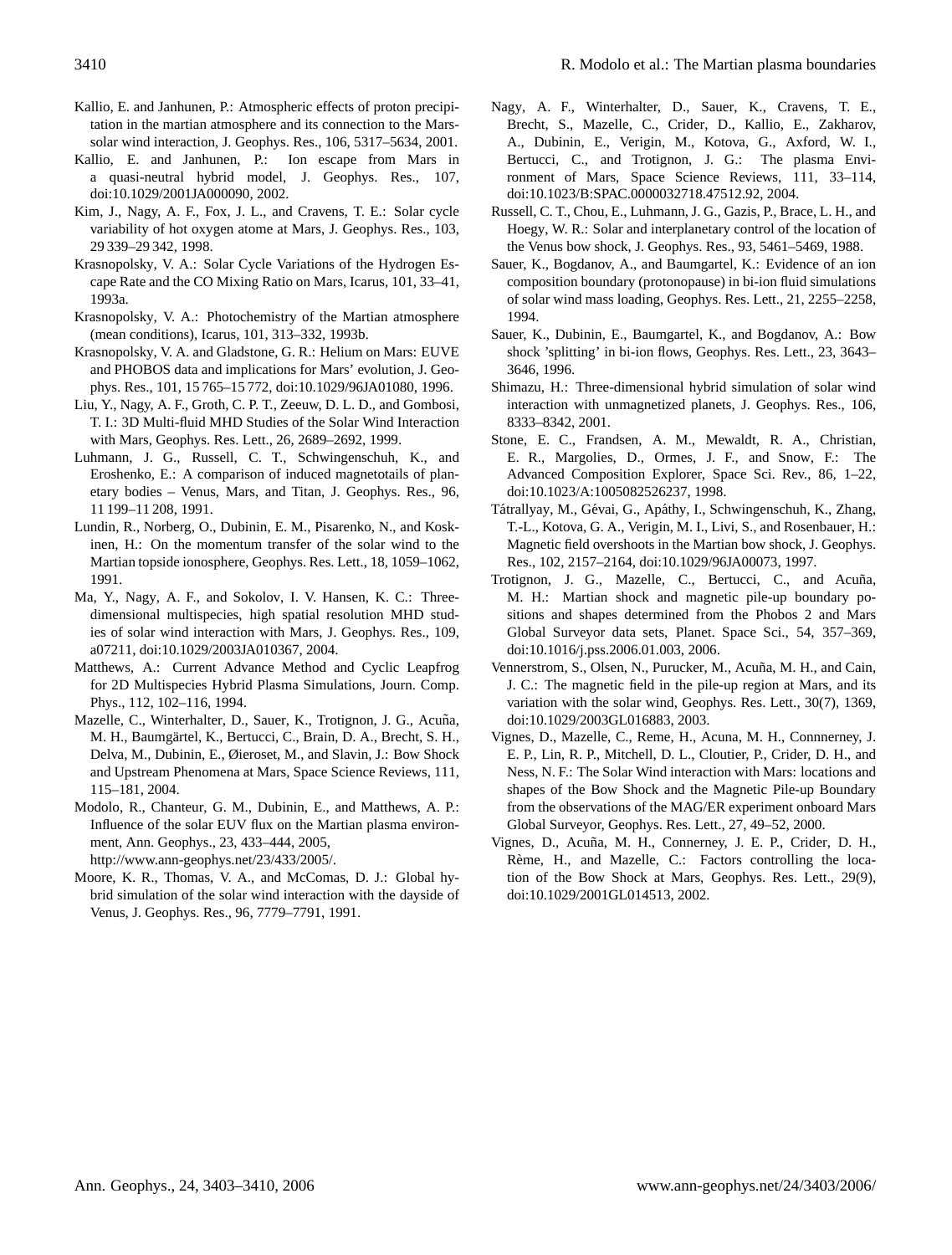Kallio, E. and Janhunen, P.: Atmospheric effects of proton precipitation in the martian atmosphere and its connection to the Mars-solar wind interaction, J. Geophys. Res., 106, 5317–5634, 2001.

Kallio, E. and Janhunen, P.: Ion escape from Mars in a quasi-neutral hybrid model, J. Geophys. Res., 107, doi:10.1029/2001JA000090, 2002.

Kim, J., Nagy, A. F., Fox, J. L., and Cravens, T. E.: Solar cycle variability of hot oxygen atome at Mars, J. Geophys. Res., 103, 29 339–29 342, 1998.

Krasnopolsky, V. A.: Solar Cycle Variations of the Hydrogen Escape Rate and the CO Mixing Ratio on Mars, Icarus, 101, 33–41, 1993a.

Krasnopolsky, V. A.: Photochemistry of the Martian atmosphere (mean conditions), Icarus, 101, 313–332, 1993b.

Krasnopolsky, V. A. and Gladstone, G. R.: Helium on Mars: EUVE and PHOBOS data and implications for Mars' evolution, J. Geophys. Res., 101, 15 765–15 772, doi:10.1029/96JA01080, 1996.

Liu, Y., Nagy, A. F., Groth, C. P. T., Zeeuw, D. L. D., and Gombosi, T. I.: 3D Multi-fluid MHD Studies of the Solar Wind Interaction with Mars, Geophys. Res. Lett., 26, 2689–2692, 1999.

Luhmann, J. G., Russell, C. T., Schwingenschuh, K., and Eroshenko, E.: A comparison of induced magnetotails of planetary bodies – Venus, Mars, and Titan, J. Geophys. Res., 96, 11 199–11 208, 1991.

Lundin, R., Norberg, O., Dubinin, E. M., Pisarenko, N., and Koskinen, H.: On the momentum transfer of the solar wind to the Martian topside ionosphere, Geophys. Res. Lett., 18, 1059–1062, 1991.

Ma, Y., Nagy, A. F., and Sokolov, I. V. Hansen, K. C.: Three-dimensional multispecies, high spatial resolution MHD studies of solar wind interaction with Mars, J. Geophys. Res., 109, a07211, doi:10.1029/2003JA010367, 2004.

Matthews, A.: Current Advance Method and Cyclic Leapfrog for 2D Multispecies Hybrid Plasma Simulations, Journ. Comp. Phys., 112, 102–116, 1994.

Mazelle, C., Winterhalter, D., Sauer, K., Trotignon, J. G., Acuña, M. H., Baumgärtel, K., Bertucci, C., Brain, D. A., Brecht, S. H., Delva, M., Dubinin, E., Øieroset, M., and Slavin, J.: Bow Shock and Upstream Phenomena at Mars, Space Science Reviews, 111, 115–181, 2004.

Modolo, R., Chanteur, G. M., Dubinin, E., and Matthews, A. P.: Influence of the solar EUV flux on the Martian plasma environment, Ann. Geophys., 23, 433–444, 2005, http://www.ann-geophys.net/23/433/2005/.

Moore, K. R., Thomas, V. A., and McComas, D. J.: Global hybrid simulation of the solar wind interaction with the dayside of Venus, J. Geophys. Res., 96, 7779–7791, 1991.

Nagy, A. F., Winterhalter, D., Sauer, K., Cravens, T. E., Brecht, S., Mazelle, C., Crider, D., Kallio, E., Zakharov, A., Dubinin, E., Verigin, M., Kotova, G., Axford, W. I., Bertucci, C., and Trotignon, J. G.: The plasma Environment of Mars, Space Science Reviews, 111, 33–114, doi:10.1023/B:SPAC.0000032718.47512.92, 2004.

Russell, C. T., Chou, E., Luhmann, J. G., Gazis, P., Brace, L. H., and Hoegy, W. R.: Solar and interplanetary control of the location of the Venus bow shock, J. Geophys. Res., 93, 5461–5469, 1988.

Sauer, K., Bogdanov, A., and Baumgartel, K.: Evidence of an ion composition boundary (protonopause) in bi-ion fluid simulations of solar wind mass loading, Geophys. Res. Lett., 21, 2255–2258, 1994.

Sauer, K., Dubinin, E., Baumgartel, K., and Bogdanov, A.: Bow shock 'splitting' in bi-ion flows, Geophys. Res. Lett., 23, 3643–3646, 1996.

Shimazu, H.: Three-dimensional hybrid simulation of solar wind interaction with unmagnetized planets, J. Geophys. Res., 106, 8333–8342, 2001.

Stone, E. C., Frandsen, A. M., Mewaldt, R. A., Christian, E. R., Margolies, D., Ormes, J. F., and Snow, F.: The Advanced Composition Explorer, Space Sci. Rev., 86, 1–22, doi:10.1023/A:1005082526237, 1998.

Tátrallyay, M., Gévai, G., Apáthy, I., Schwingenschuh, K., Zhang, T.-L., Kotova, G. A., Verigin, M. I., Livi, S., and Rosenbauer, H.: Magnetic field overshoots in the Martian bow shock, J. Geophys. Res., 102, 2157–2164, doi:10.1029/96JA00073, 1997.

Trotignon, J. G., Mazelle, C., Bertucci, C., and Acuña, M. H.: Martian shock and magnetic pile-up boundary positions and shapes determined from the Phobos 2 and Mars Global Surveyor data sets, Planet. Space Sci., 54, 357–369, doi:10.1016/j.pss.2006.01.003, 2006.

Vennerstrom, S., Olsen, N., Purucker, M., Acuña, M. H., and Cain, J. C.: The magnetic field in the pile-up region at Mars, and its variation with the solar wind, Geophys. Res. Lett., 30(7), 1369, doi:10.1029/2003GL016883, 2003.

Vignes, D., Mazelle, C., Reme, H., Acuna, M. H., Connnerney, J. E. P., Lin, R. P., Mitchell, D. L., Cloutier, P., Crider, D. H., and Ness, N. F.: The Solar Wind interaction with Mars: locations and shapes of the Bow Shock and the Magnetic Pile-up Boundary from the observations of the MAG/ER experiment onboard Mars Global Surveyor, Geophys. Res. Lett., 27, 49–52, 2000.

Vignes, D., Acuña, M. H., Connerney, J. E. P., Crider, D. H., Rème, H., and Mazelle, C.: Factors controlling the location of the Bow Shock at Mars, Geophys. Res. Lett., 29(9), doi:10.1029/2001GL014513, 2002.